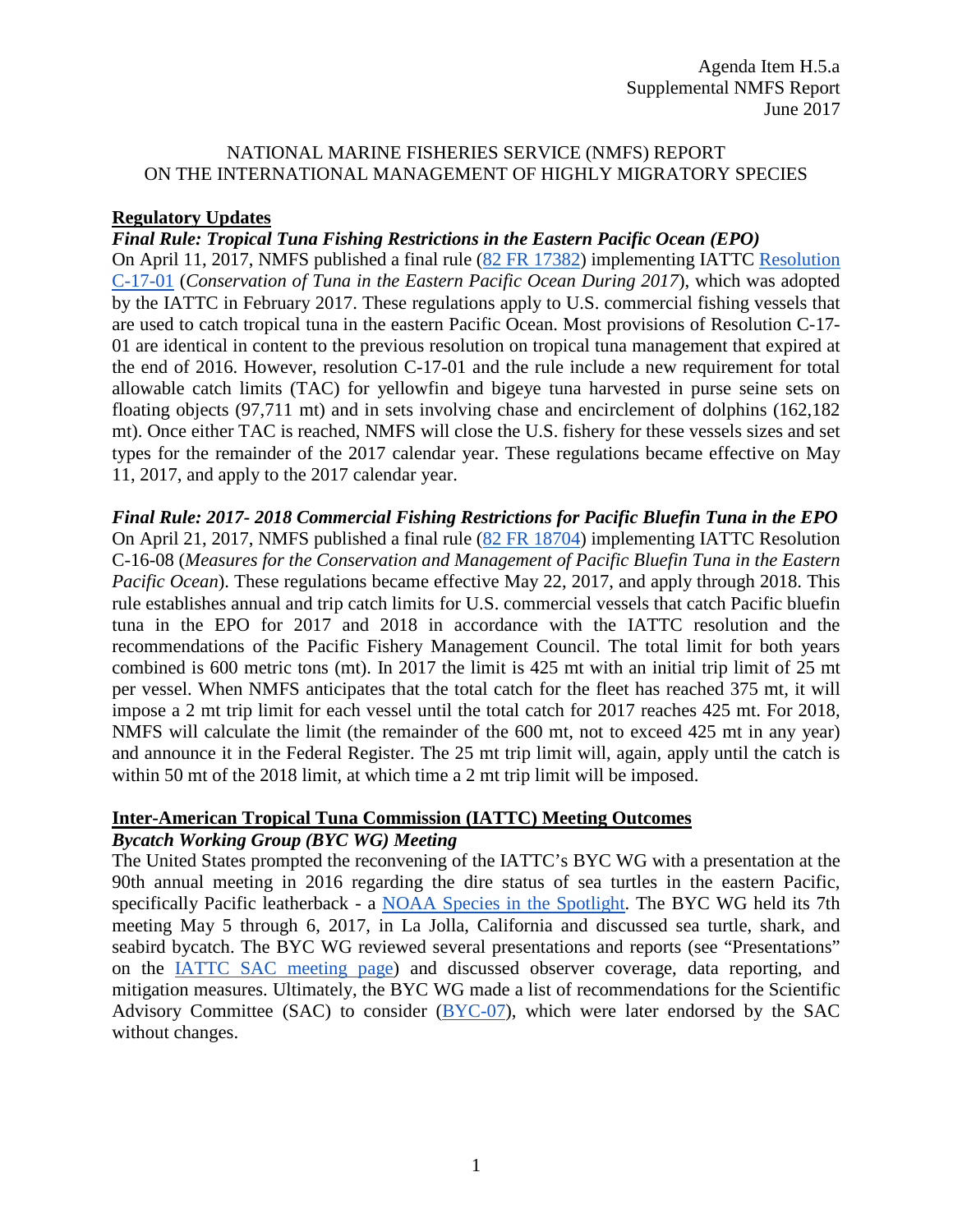Agenda Item H.5.a
Supplemental NMFS Report
June 2017

# NATIONAL MARINE FISHERIES SERVICE (NMFS) REPORT ON THE INTERNATIONAL MANAGEMENT OF HIGHLY MIGRATORY SPECIES

## Regulatory Updates

### *Final Rule: Tropical Tuna Fishing Restrictions in the Eastern Pacific Ocean (EPO)*

On April 11, 2017, NMFS published a final rule (82 FR 17382) implementing IATTC Resolution C-17-01 (*Conservation of Tuna in the Eastern Pacific Ocean During 2017*), which was adopted by the IATTC in February 2017. These regulations apply to U.S. commercial fishing vessels that are used to catch tropical tuna in the eastern Pacific Ocean. Most provisions of Resolution C-17-01 are identical in content to the previous resolution on tropical tuna management that expired at the end of 2016. However, resolution C-17-01 and the rule include a new requirement for total allowable catch limits (TAC) for yellowfin and bigeye tuna harvested in purse seine sets on floating objects (97,711 mt) and in sets involving chase and encirclement of dolphins (162,182 mt). Once either TAC is reached, NMFS will close the U.S. fishery for these vessels sizes and set types for the remainder of the 2017 calendar year. These regulations became effective on May 11, 2017, and apply to the 2017 calendar year.

### *Final Rule: 2017- 2018 Commercial Fishing Restrictions for Pacific Bluefin Tuna in the EPO*

On April 21, 2017, NMFS published a final rule (82 FR 18704) implementing IATTC Resolution C-16-08 (*Measures for the Conservation and Management of Pacific Bluefin Tuna in the Eastern Pacific Ocean*). These regulations became effective May 22, 2017, and apply through 2018. This rule establishes annual and trip catch limits for U.S. commercial vessels that catch Pacific bluefin tuna in the EPO for 2017 and 2018 in accordance with the IATTC resolution and the recommendations of the Pacific Fishery Management Council. The total limit for both years combined is 600 metric tons (mt). In 2017 the limit is 425 mt with an initial trip limit of 25 mt per vessel. When NMFS anticipates that the total catch for the fleet has reached 375 mt, it will impose a 2 mt trip limit for each vessel until the total catch for 2017 reaches 425 mt. For 2018, NMFS will calculate the limit (the remainder of the 600 mt, not to exceed 425 mt in any year) and announce it in the Federal Register. The 25 mt trip limit will, again, apply until the catch is within 50 mt of the 2018 limit, at which time a 2 mt trip limit will be imposed.

## Inter-American Tropical Tuna Commission (IATTC) Meeting Outcomes

### *Bycatch Working Group (BYC WG) Meeting*

The United States prompted the reconvening of the IATTC's BYC WG with a presentation at the 90th annual meeting in 2016 regarding the dire status of sea turtles in the eastern Pacific, specifically Pacific leatherback - a NOAA Species in the Spotlight. The BYC WG held its 7th meeting May 5 through 6, 2017, in La Jolla, California and discussed sea turtle, shark, and seabird bycatch. The BYC WG reviewed several presentations and reports (see "Presentations" on the IATTC SAC meeting page) and discussed observer coverage, data reporting, and mitigation measures. Ultimately, the BYC WG made a list of recommendations for the Scientific Advisory Committee (SAC) to consider (BYC-07), which were later endorsed by the SAC without changes.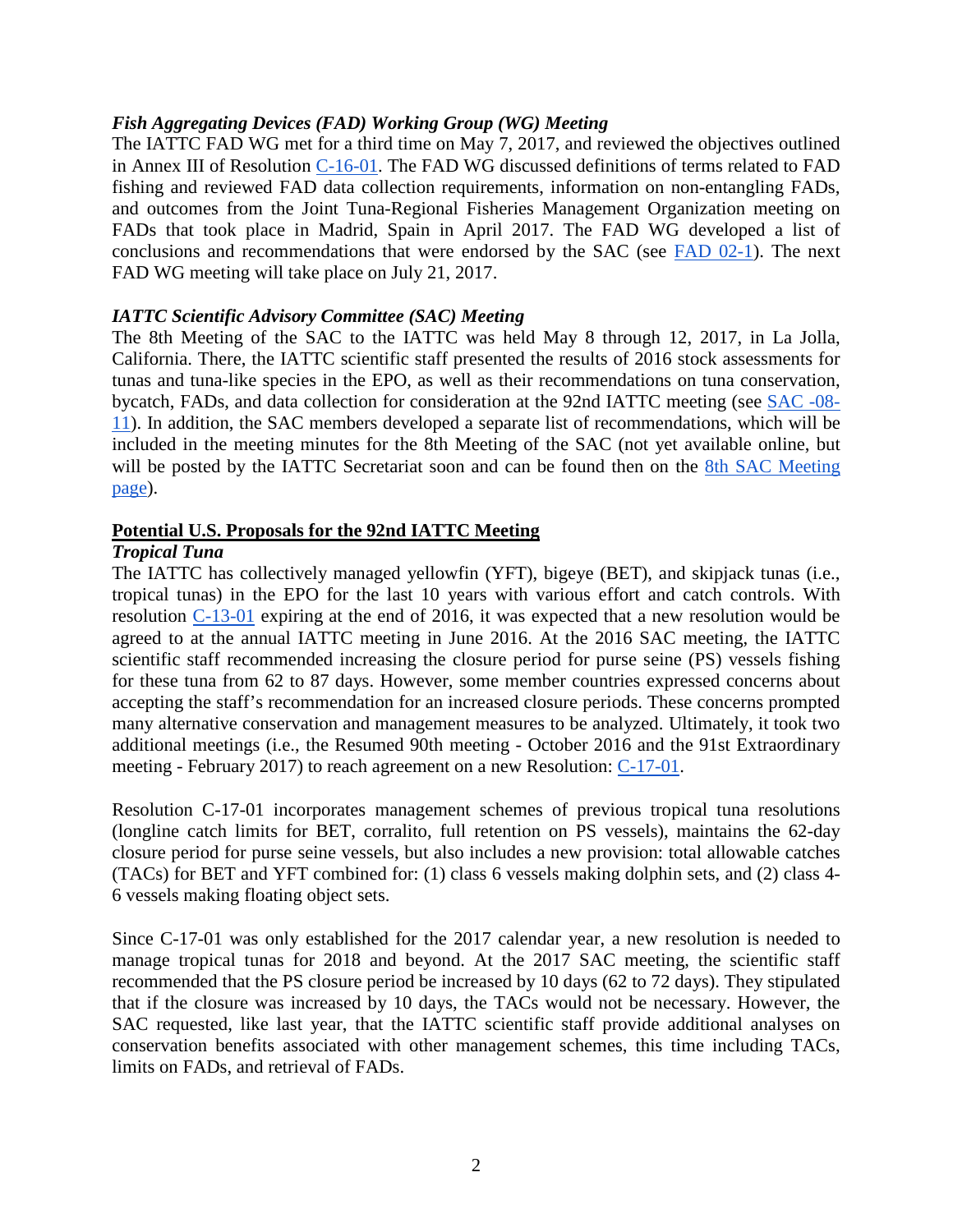***Fish Aggregating Devices (FAD) Working Group (WG) Meeting***

The IATTC FAD WG met for a third time on May 7, 2017, and reviewed the objectives outlined in Annex III of Resolution C-16-01. The FAD WG discussed definitions of terms related to FAD fishing and reviewed FAD data collection requirements, information on non-entangling FADs, and outcomes from the Joint Tuna-Regional Fisheries Management Organization meeting on FADs that took place in Madrid, Spain in April 2017. The FAD WG developed a list of conclusions and recommendations that were endorsed by the SAC (see FAD 02-1). The next FAD WG meeting will take place on July 21, 2017.

***IATTC Scientific Advisory Committee (SAC) Meeting***

The 8th Meeting of the SAC to the IATTC was held May 8 through 12, 2017, in La Jolla, California. There, the IATTC scientific staff presented the results of 2016 stock assessments for tunas and tuna-like species in the EPO, as well as their recommendations on tuna conservation, bycatch, FADs, and data collection for consideration at the 92nd IATTC meeting (see SAC -08-11). In addition, the SAC members developed a separate list of recommendations, which will be included in the meeting minutes for the 8th Meeting of the SAC (not yet available online, but will be posted by the IATTC Secretariat soon and can be found then on the 8th SAC Meeting page).

**Potential U.S. Proposals for the 92nd IATTC Meeting**

***Tropical Tuna***

The IATTC has collectively managed yellowfin (YFT), bigeye (BET), and skipjack tunas (i.e., tropical tunas) in the EPO for the last 10 years with various effort and catch controls. With resolution C-13-01 expiring at the end of 2016, it was expected that a new resolution would be agreed to at the annual IATTC meeting in June 2016. At the 2016 SAC meeting, the IATTC scientific staff recommended increasing the closure period for purse seine (PS) vessels fishing for these tuna from 62 to 87 days. However, some member countries expressed concerns about accepting the staff's recommendation for an increased closure periods. These concerns prompted many alternative conservation and management measures to be analyzed. Ultimately, it took two additional meetings (i.e., the Resumed 90th meeting - October 2016 and the 91st Extraordinary meeting - February 2017) to reach agreement on a new Resolution: C-17-01.

Resolution C-17-01 incorporates management schemes of previous tropical tuna resolutions (longline catch limits for BET, corralito, full retention on PS vessels), maintains the 62-day closure period for purse seine vessels, but also includes a new provision: total allowable catches (TACs) for BET and YFT combined for: (1) class 6 vessels making dolphin sets, and (2) class 4-6 vessels making floating object sets.

Since C-17-01 was only established for the 2017 calendar year, a new resolution is needed to manage tropical tunas for 2018 and beyond. At the 2017 SAC meeting, the scientific staff recommended that the PS closure period be increased by 10 days (62 to 72 days). They stipulated that if the closure was increased by 10 days, the TACs would not be necessary. However, the SAC requested, like last year, that the IATTC scientific staff provide additional analyses on conservation benefits associated with other management schemes, this time including TACs, limits on FADs, and retrieval of FADs.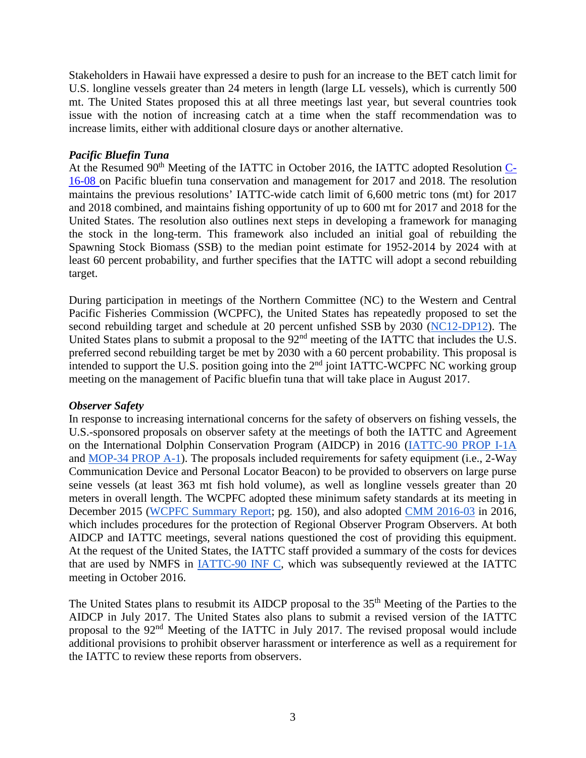Stakeholders in Hawaii have expressed a desire to push for an increase to the BET catch limit for U.S. longline vessels greater than 24 meters in length (large LL vessels), which is currently 500 mt. The United States proposed this at all three meetings last year, but several countries took issue with the notion of increasing catch at a time when the staff recommendation was to increase limits, either with additional closure days or another alternative.

***Pacific Bluefin Tuna***

At the Resumed 90th Meeting of the IATTC in October 2016, the IATTC adopted Resolution C-16-08 on Pacific bluefin tuna conservation and management for 2017 and 2018. The resolution maintains the previous resolutions' IATTC-wide catch limit of 6,600 metric tons (mt) for 2017 and 2018 combined, and maintains fishing opportunity of up to 600 mt for 2017 and 2018 for the United States. The resolution also outlines next steps in developing a framework for managing the stock in the long-term. This framework also included an initial goal of rebuilding the Spawning Stock Biomass (SSB) to the median point estimate for 1952-2014 by 2024 with at least 60 percent probability, and further specifies that the IATTC will adopt a second rebuilding target.

During participation in meetings of the Northern Committee (NC) to the Western and Central Pacific Fisheries Commission (WCPFC), the United States has repeatedly proposed to set the second rebuilding target and schedule at 20 percent unfished SSB by 2030 (NC12-DP12). The United States plans to submit a proposal to the 92nd meeting of the IATTC that includes the U.S. preferred second rebuilding target be met by 2030 with a 60 percent probability. This proposal is intended to support the U.S. position going into the 2nd joint IATTC-WCPFC NC working group meeting on the management of Pacific bluefin tuna that will take place in August 2017.

***Observer Safety***

In response to increasing international concerns for the safety of observers on fishing vessels, the U.S.-sponsored proposals on observer safety at the meetings of both the IATTC and Agreement on the International Dolphin Conservation Program (AIDCP) in 2016 (IATTC-90 PROP I-1A and MOP-34 PROP A-1). The proposals included requirements for safety equipment (i.e., 2-Way Communication Device and Personal Locator Beacon) to be provided to observers on large purse seine vessels (at least 363 mt fish hold volume), as well as longline vessels greater than 20 meters in overall length. The WCPFC adopted these minimum safety standards at its meeting in December 2015 (WCPFC Summary Report; pg. 150), and also adopted CMM 2016-03 in 2016, which includes procedures for the protection of Regional Observer Program Observers. At both AIDCP and IATTC meetings, several nations questioned the cost of providing this equipment. At the request of the United States, the IATTC staff provided a summary of the costs for devices that are used by NMFS in IATTC-90 INF C, which was subsequently reviewed at the IATTC meeting in October 2016.

The United States plans to resubmit its AIDCP proposal to the 35th Meeting of the Parties to the AIDCP in July 2017. The United States also plans to submit a revised version of the IATTC proposal to the 92nd Meeting of the IATTC in July 2017. The revised proposal would include additional provisions to prohibit observer harassment or interference as well as a requirement for the IATTC to review these reports from observers.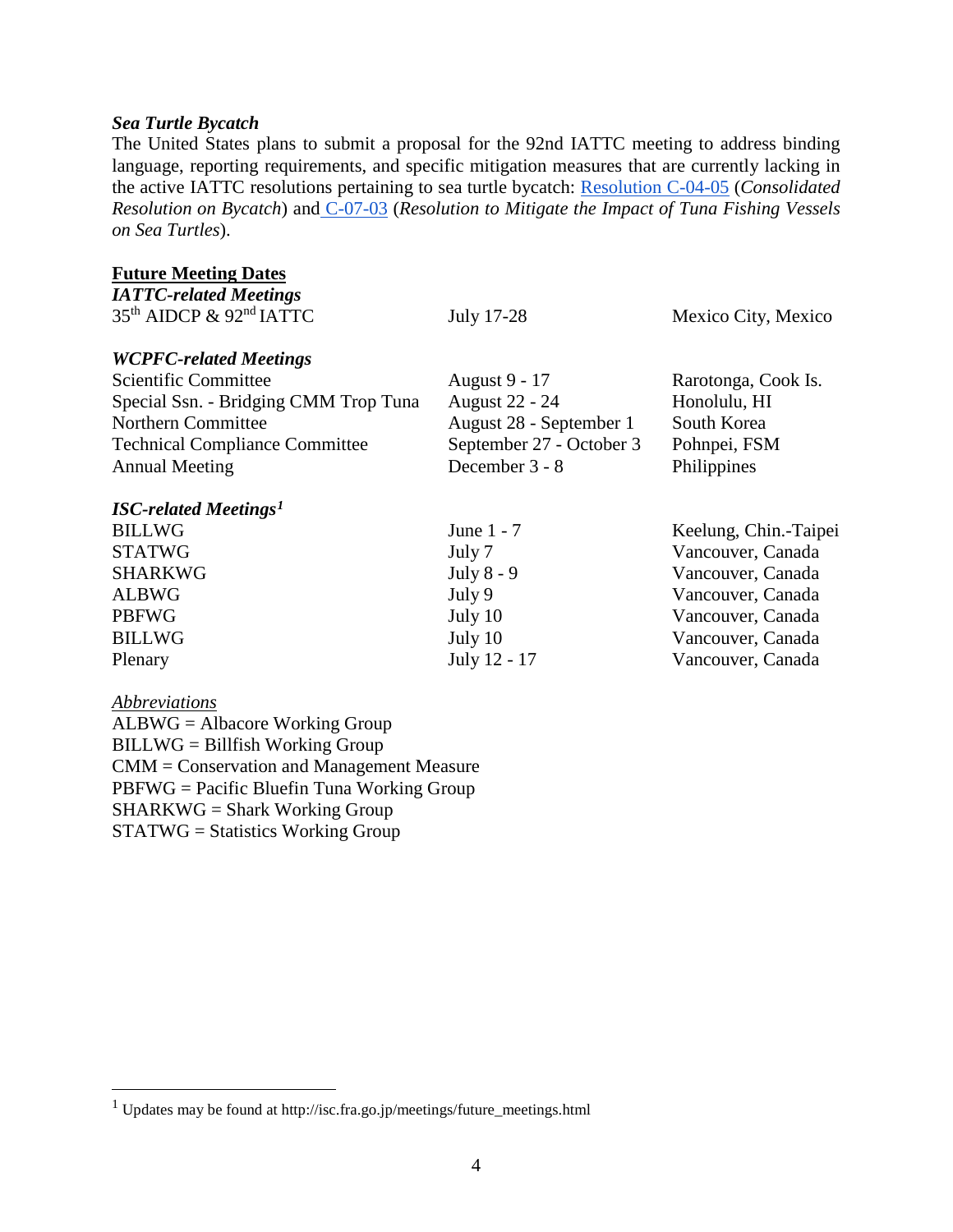***Sea Turtle Bycatch***

The United States plans to submit a proposal for the 92nd IATTC meeting to address binding language, reporting requirements, and specific mitigation measures that are currently lacking in the active IATTC resolutions pertaining to sea turtle bycatch: Resolution C-04-05 (*Consolidated Resolution on Bycatch*) and C-07-03 (*Resolution to Mitigate the Impact of Tuna Fishing Vessels on Sea Turtles*).

**Future Meeting Dates**

| | | |
|---|---|---|
| ***IATTC-related Meetings*** | | |
| 35th AIDCP & 92nd IATTC | July 17-28 | Mexico City, Mexico |
| ***WCPFC-related Meetings*** | | |
| Scientific Committee | August 9 - 17 | Rarotonga, Cook Is. |
| Special Ssn. - Bridging CMM Trop Tuna | August 22 - 24 | Honolulu, HI |
| Northern Committee | August 28 - September 1 | South Korea |
| Technical Compliance Committee | September 27 - October 3 | Pohnpei, FSM |
| Annual Meeting | December 3 - 8 | Philippines |
| ***ISC-related Meetings[1]*** | | |
| BILLWG | June 1 - 7 | Keelung, Chin.-Taipei |
| STATWG | July 7 | Vancouver, Canada |
| SHARKWG | July 8 - 9 | Vancouver, Canada |
| ALBWG | July 9 | Vancouver, Canada |
| PBFWG | July 10 | Vancouver, Canada |
| BILLWG | July 10 | Vancouver, Canada |
| Plenary | July 12 - 17 | Vancouver, Canada |

*Abbreviations*

ALBWG = Albacore Working Group
BILLWG = Billfish Working Group
CMM = Conservation and Management Measure
PBFWG = Pacific Bluefin Tuna Working Group
SHARKWG = Shark Working Group
STATWG = Statistics Working Group

[1] Updates may be found at http://isc.fra.go.jp/meetings/future_meetings.html